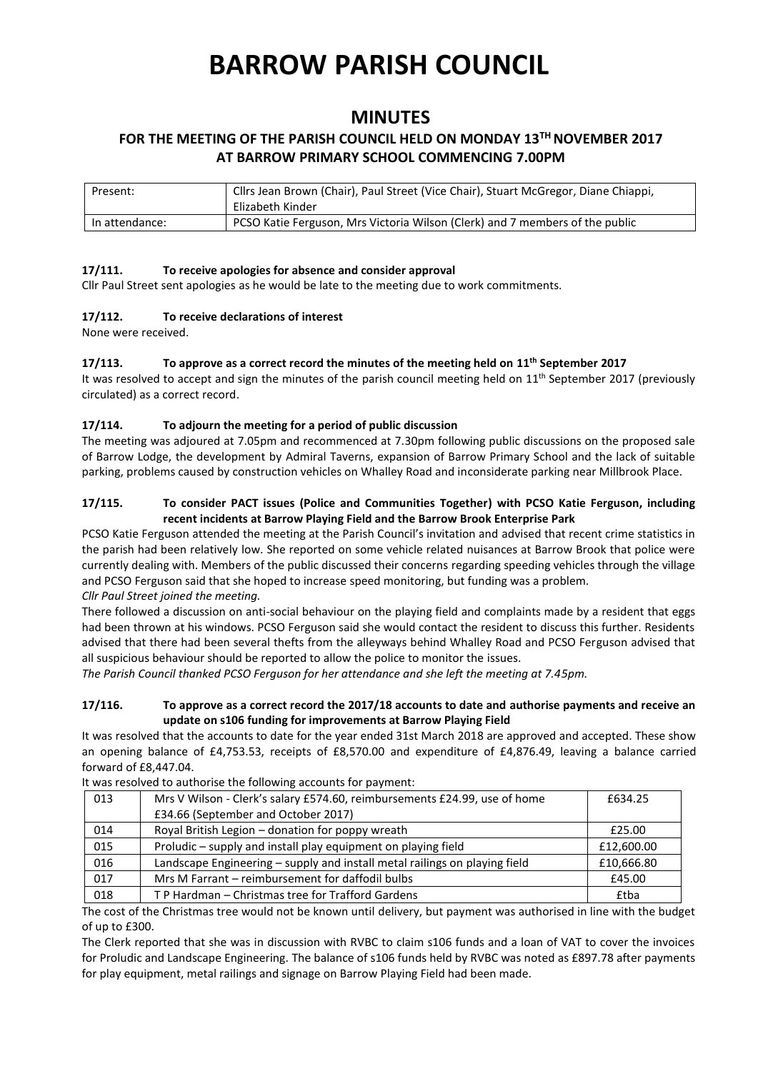# BARROW PARISH COUNCIL

## MINUTES

### FOR THE MEETING OF THE PARISH COUNCIL HELD ON MONDAY 13TH NOVEMBER 2017 AT BARROW PRIMARY SCHOOL COMMENCING 7.00PM

| Present: | Cllrs Jean Brown (Chair), Paul Street (Vice Chair), Stuart McGregor, Diane Chiappi, Elizabeth Kinder |
|---|---|
| In attendance: | PCSO Katie Ferguson, Mrs Victoria Wilson (Clerk) and 7 members of the public |

#### 17/111. To receive apologies for absence and consider approval

Cllr Paul Street sent apologies as he would be late to the meeting due to work commitments.

#### 17/112. To receive declarations of interest

None were received.

#### 17/113. To approve as a correct record the minutes of the meeting held on 11th September 2017

It was resolved to accept and sign the minutes of the parish council meeting held on 11th September 2017 (previously circulated) as a correct record.

#### 17/114. To adjourn the meeting for a period of public discussion

The meeting was adjoured at 7.05pm and recommenced at 7.30pm following public discussions on the proposed sale of Barrow Lodge, the development by Admiral Taverns, expansion of Barrow Primary School and the lack of suitable parking, problems caused by construction vehicles on Whalley Road and inconsiderate parking near Millbrook Place.

#### 17/115. To consider PACT issues (Police and Communities Together) with PCSO Katie Ferguson, including recent incidents at Barrow Playing Field and the Barrow Brook Enterprise Park

PCSO Katie Ferguson attended the meeting at the Parish Council's invitation and advised that recent crime statistics in the parish had been relatively low. She reported on some vehicle related nuisances at Barrow Brook that police were currently dealing with. Members of the public discussed their concerns regarding speeding vehicles through the village and PCSO Ferguson said that she hoped to increase speed monitoring, but funding was a problem.

*Cllr Paul Street joined the meeting.*

There followed a discussion on anti-social behaviour on the playing field and complaints made by a resident that eggs had been thrown at his windows. PCSO Ferguson said she would contact the resident to discuss this further. Residents advised that there had been several thefts from the alleyways behind Whalley Road and PCSO Ferguson advised that all suspicious behaviour should be reported to allow the police to monitor the issues.

*The Parish Council thanked PCSO Ferguson for her attendance and she left the meeting at 7.45pm.*

#### 17/116. To approve as a correct record the 2017/18 accounts to date and authorise payments and receive an update on s106 funding for improvements at Barrow Playing Field

It was resolved that the accounts to date for the year ended 31st March 2018 are approved and accepted. These show an opening balance of £4,753.53, receipts of £8,570.00 and expenditure of £4,876.49, leaving a balance carried forward of £8,447.04.

It was resolved to authorise the following accounts for payment:

| 013 | Mrs V Wilson - Clerk's salary £574.60, reimbursements £24.99, use of home £34.66 (September and October 2017) | £634.25 |
|---|---|---|
| 014 | Royal British Legion – donation for poppy wreath | £25.00 |
| 015 | Proludic – supply and install play equipment on playing field | £12,600.00 |
| 016 | Landscape Engineering – supply and install metal railings on playing field | £10,666.80 |
| 017 | Mrs M Farrant – reimbursement for daffodil bulbs | £45.00 |
| 018 | T P Hardman – Christmas tree for Trafford Gardens | £tba |

The cost of the Christmas tree would not be known until delivery, but payment was authorised in line with the budget of up to £300.

The Clerk reported that she was in discussion with RVBC to claim s106 funds and a loan of VAT to cover the invoices for Proludic and Landscape Engineering. The balance of s106 funds held by RVBC was noted as £897.78 after payments for play equipment, metal railings and signage on Barrow Playing Field had been made.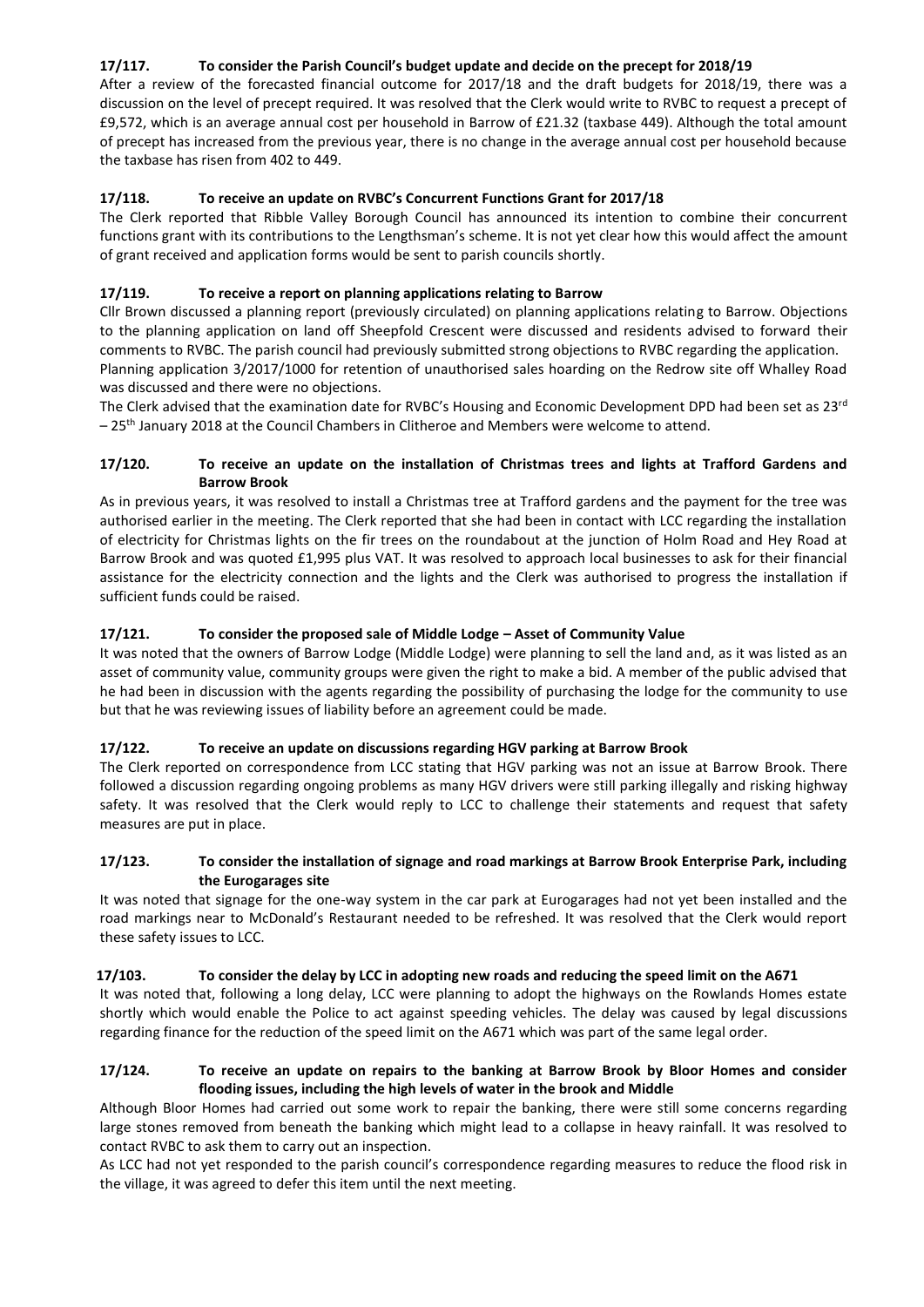**17/117. To consider the Parish Council's budget update and decide on the precept for 2018/19**

After a review of the forecasted financial outcome for 2017/18 and the draft budgets for 2018/19, there was a discussion on the level of precept required. It was resolved that the Clerk would write to RVBC to request a precept of £9,572, which is an average annual cost per household in Barrow of £21.32 (taxbase 449). Although the total amount of precept has increased from the previous year, there is no change in the average annual cost per household because the taxbase has risen from 402 to 449.

**17/118. To receive an update on RVBC's Concurrent Functions Grant for 2017/18**

The Clerk reported that Ribble Valley Borough Council has announced its intention to combine their concurrent functions grant with its contributions to the Lengthsman's scheme. It is not yet clear how this would affect the amount of grant received and application forms would be sent to parish councils shortly.

**17/119. To receive a report on planning applications relating to Barrow**

Cllr Brown discussed a planning report (previously circulated) on planning applications relating to Barrow. Objections to the planning application on land off Sheepfold Crescent were discussed and residents advised to forward their comments to RVBC. The parish council had previously submitted strong objections to RVBC regarding the application.

Planning application 3/2017/1000 for retention of unauthorised sales hoarding on the Redrow site off Whalley Road was discussed and there were no objections.

The Clerk advised that the examination date for RVBC's Housing and Economic Development DPD had been set as 23rd – 25th January 2018 at the Council Chambers in Clitheroe and Members were welcome to attend.

**17/120. To receive an update on the installation of Christmas trees and lights at Trafford Gardens and Barrow Brook**

As in previous years, it was resolved to install a Christmas tree at Trafford gardens and the payment for the tree was authorised earlier in the meeting. The Clerk reported that she had been in contact with LCC regarding the installation of electricity for Christmas lights on the fir trees on the roundabout at the junction of Holm Road and Hey Road at Barrow Brook and was quoted £1,995 plus VAT. It was resolved to approach local businesses to ask for their financial assistance for the electricity connection and the lights and the Clerk was authorised to progress the installation if sufficient funds could be raised.

**17/121. To consider the proposed sale of Middle Lodge – Asset of Community Value**

It was noted that the owners of Barrow Lodge (Middle Lodge) were planning to sell the land and, as it was listed as an asset of community value, community groups were given the right to make a bid. A member of the public advised that he had been in discussion with the agents regarding the possibility of purchasing the lodge for the community to use but that he was reviewing issues of liability before an agreement could be made.

**17/122. To receive an update on discussions regarding HGV parking at Barrow Brook**

The Clerk reported on correspondence from LCC stating that HGV parking was not an issue at Barrow Brook. There followed a discussion regarding ongoing problems as many HGV drivers were still parking illegally and risking highway safety. It was resolved that the Clerk would reply to LCC to challenge their statements and request that safety measures are put in place.

**17/123. To consider the installation of signage and road markings at Barrow Brook Enterprise Park, including the Eurogarages site**

It was noted that signage for the one-way system in the car park at Eurogarages had not yet been installed and the road markings near to McDonald's Restaurant needed to be refreshed. It was resolved that the Clerk would report these safety issues to LCC.

**17/103. To consider the delay by LCC in adopting new roads and reducing the speed limit on the A671**

It was noted that, following a long delay, LCC were planning to adopt the highways on the Rowlands Homes estate shortly which would enable the Police to act against speeding vehicles. The delay was caused by legal discussions regarding finance for the reduction of the speed limit on the A671 which was part of the same legal order.

**17/124. To receive an update on repairs to the banking at Barrow Brook by Bloor Homes and consider flooding issues, including the high levels of water in the brook and Middle**

Although Bloor Homes had carried out some work to repair the banking, there were still some concerns regarding large stones removed from beneath the banking which might lead to a collapse in heavy rainfall. It was resolved to contact RVBC to ask them to carry out an inspection.

As LCC had not yet responded to the parish council's correspondence regarding measures to reduce the flood risk in the village, it was agreed to defer this item until the next meeting.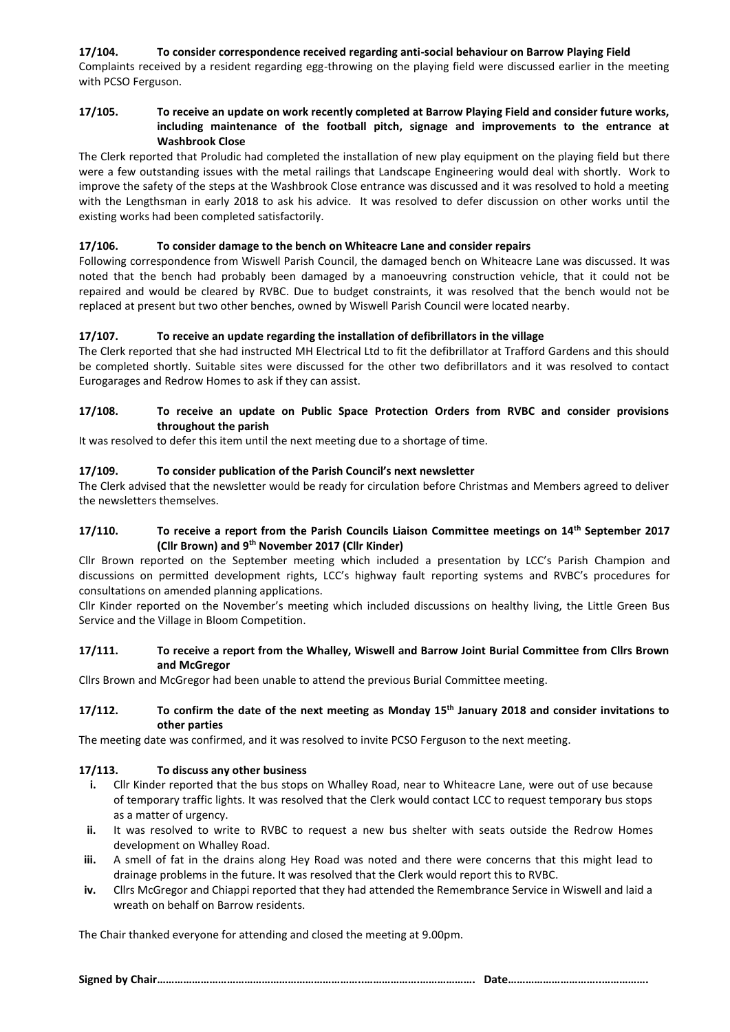**17/104. To consider correspondence received regarding anti-social behaviour on Barrow Playing Field**

Complaints received by a resident regarding egg-throwing on the playing field were discussed earlier in the meeting with PCSO Ferguson.

**17/105. To receive an update on work recently completed at Barrow Playing Field and consider future works, including maintenance of the football pitch, signage and improvements to the entrance at Washbrook Close**

The Clerk reported that Proludic had completed the installation of new play equipment on the playing field but there were a few outstanding issues with the metal railings that Landscape Engineering would deal with shortly. Work to improve the safety of the steps at the Washbrook Close entrance was discussed and it was resolved to hold a meeting with the Lengthsman in early 2018 to ask his advice. It was resolved to defer discussion on other works until the existing works had been completed satisfactorily.

**17/106. To consider damage to the bench on Whiteacre Lane and consider repairs**

Following correspondence from Wiswell Parish Council, the damaged bench on Whiteacre Lane was discussed. It was noted that the bench had probably been damaged by a manoeuvring construction vehicle, that it could not be repaired and would be cleared by RVBC. Due to budget constraints, it was resolved that the bench would not be replaced at present but two other benches, owned by Wiswell Parish Council were located nearby.

**17/107. To receive an update regarding the installation of defibrillators in the village**

The Clerk reported that she had instructed MH Electrical Ltd to fit the defibrillator at Trafford Gardens and this should be completed shortly. Suitable sites were discussed for the other two defibrillators and it was resolved to contact Eurogarages and Redrow Homes to ask if they can assist.

**17/108. To receive an update on Public Space Protection Orders from RVBC and consider provisions throughout the parish**

It was resolved to defer this item until the next meeting due to a shortage of time.

**17/109. To consider publication of the Parish Council's next newsletter**

The Clerk advised that the newsletter would be ready for circulation before Christmas and Members agreed to deliver the newsletters themselves.

**17/110. To receive a report from the Parish Councils Liaison Committee meetings on 14th September 2017 (Cllr Brown) and 9th November 2017 (Cllr Kinder)**

Cllr Brown reported on the September meeting which included a presentation by LCC's Parish Champion and discussions on permitted development rights, LCC's highway fault reporting systems and RVBC's procedures for consultations on amended planning applications.

Cllr Kinder reported on the November's meeting which included discussions on healthy living, the Little Green Bus Service and the Village in Bloom Competition.

**17/111. To receive a report from the Whalley, Wiswell and Barrow Joint Burial Committee from Cllrs Brown and McGregor**

Cllrs Brown and McGregor had been unable to attend the previous Burial Committee meeting.

**17/112. To confirm the date of the next meeting as Monday 15th January 2018 and consider invitations to other parties**

The meeting date was confirmed, and it was resolved to invite PCSO Ferguson to the next meeting.

**17/113. To discuss any other business**

- **i.** Cllr Kinder reported that the bus stops on Whalley Road, near to Whiteacre Lane, were out of use because of temporary traffic lights. It was resolved that the Clerk would contact LCC to request temporary bus stops as a matter of urgency.
- **ii.** It was resolved to write to RVBC to request a new bus shelter with seats outside the Redrow Homes development on Whalley Road.
- **iii.** A smell of fat in the drains along Hey Road was noted and there were concerns that this might lead to drainage problems in the future. It was resolved that the Clerk would report this to RVBC.
- **iv.** Cllrs McGregor and Chiappi reported that they had attended the Remembrance Service in Wiswell and laid a wreath on behalf on Barrow residents.

The Chair thanked everyone for attending and closed the meeting at 9.00pm.

**Signed by Chair……………………………………………………………..……………….……………. Date……………………………..……………**